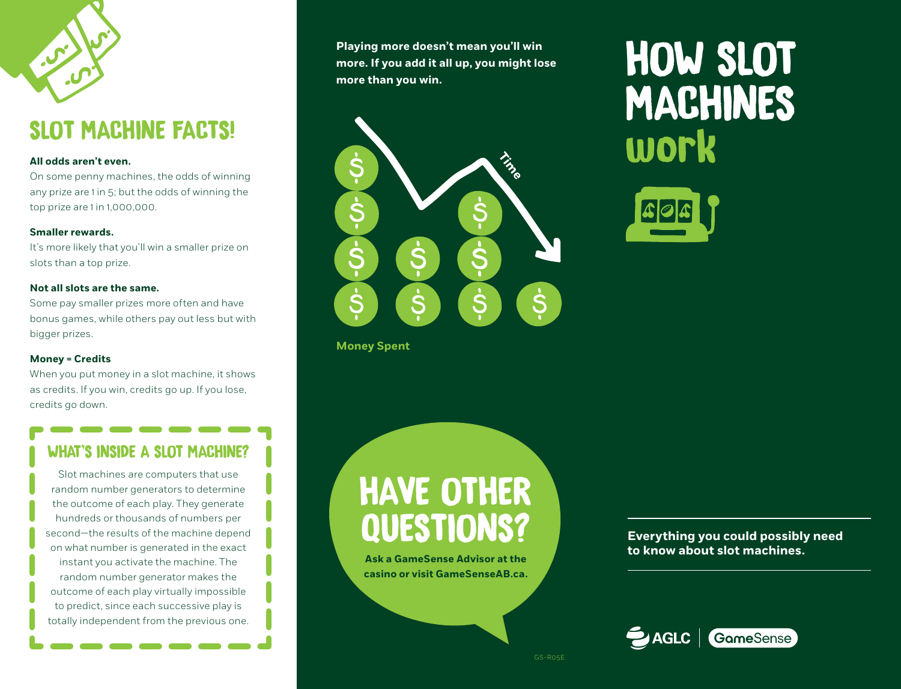## SLOT MACHINE FACTS!

**All odds aren't even.**
On some penny machines, the odds of winning any prize are 1 in 5; but the odds of winning the top prize are 1 in 1,000,000.

**Smaller rewards.**
It's more likely that you'll win a smaller prize on slots than a top prize.

**Not all slots are the same.**
Some pay smaller prizes more often and have bonus games, while others pay out less but with bigger prizes.

**Money = Credits**
When you put money in a slot machine, it shows as credits. If you win, credits go up. If you lose, credits go down.

### WHAT'S INSIDE A SLOT MACHINE?

Slot machines are computers that use random number generators to determine the outcome of each play. They generate hundreds or thousands of numbers per second—the results of the machine depend on what number is generated in the exact instant you activate the machine. The random number generator makes the outcome of each play virtually impossible to predict, since each successive play is totally independent from the previous one.

**Playing more doesn't mean you'll win more. If you add it all up, you might lose more than you win.**

Time

Money Spent

## HAVE OTHER QUESTIONS?

**Ask a GameSense Advisor at the casino or visit GameSenseAB.ca.**

# HOW SLOT MACHINES work

**Everything you could possibly need to know about slot machines.**

AGLC | GameSense

GS-R05E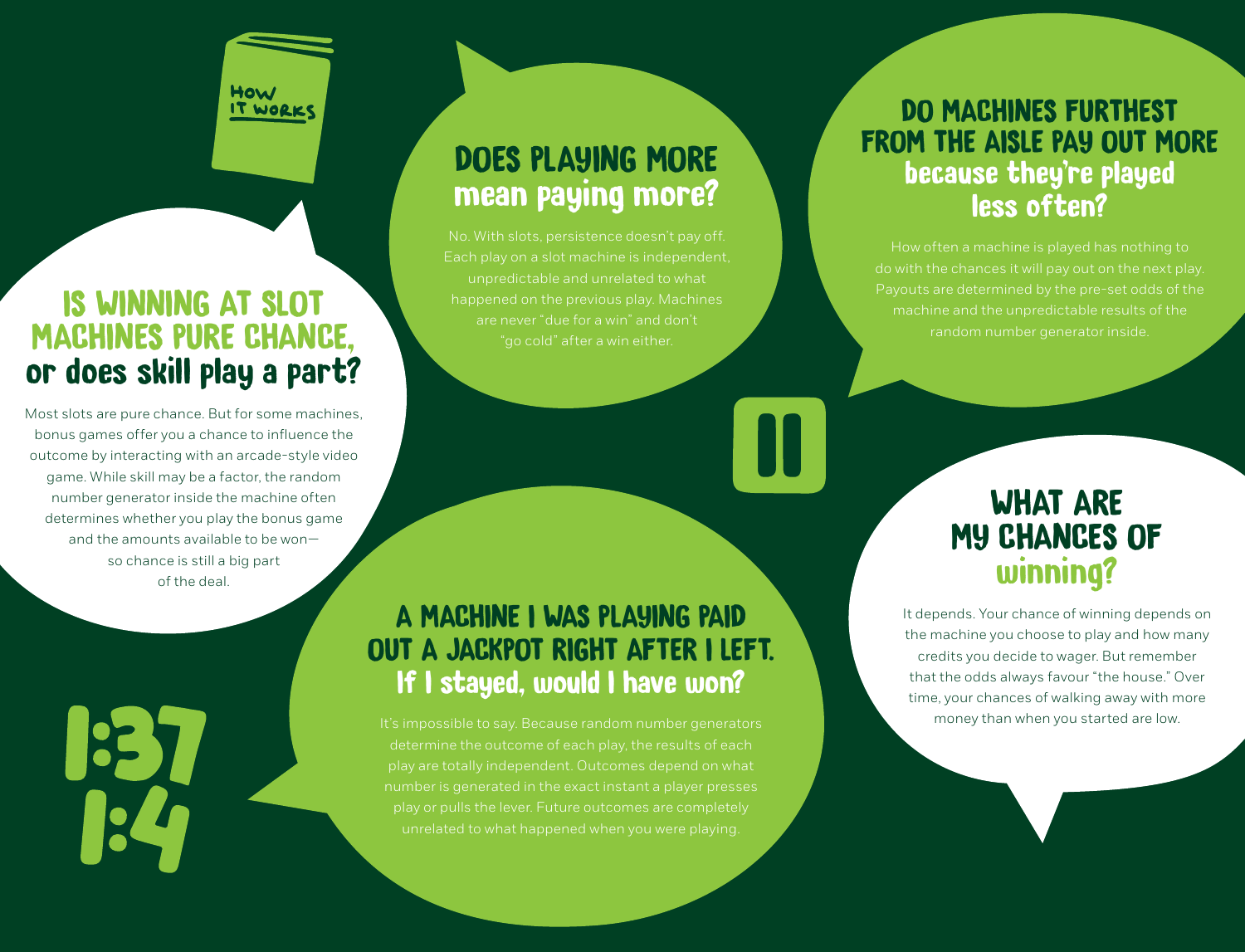HOW IT WORKS

## IS WINNING AT SLOT MACHINES PURE CHANCE, or does skill play a part?

Most slots are pure chance. But for some machines, bonus games offer you a chance to influence the outcome by interacting with an arcade-style video game. While skill may be a factor, the random number generator inside the machine often determines whether you play the bonus game and the amounts available to be won—so chance is still a big part of the deal.

## DOES PLAYING MORE mean paying more?

No. With slots, persistence doesn't pay off. Each play on a slot machine is independent, unpredictable and unrelated to what happened on the previous play. Machines are never "due for a win" and don't "go cold" after a win either.

## DO MACHINES FURTHEST FROM THE AISLE PAY OUT MORE because they're played less often?

How often a machine is played has nothing to do with the chances it will pay out on the next play. Payouts are determined by the pre-set odds of the machine and the unpredictable results of the random number generator inside.

## A MACHINE I WAS PLAYING PAID OUT A JACKPOT RIGHT AFTER I LEFT. If I stayed, would I have won?

It's impossible to say. Because random number generators determine the outcome of each play, the results of each play are totally independent. Outcomes depend on what number is generated in the exact instant a player presses play or pulls the lever. Future outcomes are completely unrelated to what happened when you were playing.

## WHAT ARE MY CHANCES OF winning?

It depends. Your chance of winning depends on the machine you choose to play and how many credits you decide to wager. But remember that the odds always favour "the house." Over time, your chances of walking away with more money than when you started are low.

1:37
1:4